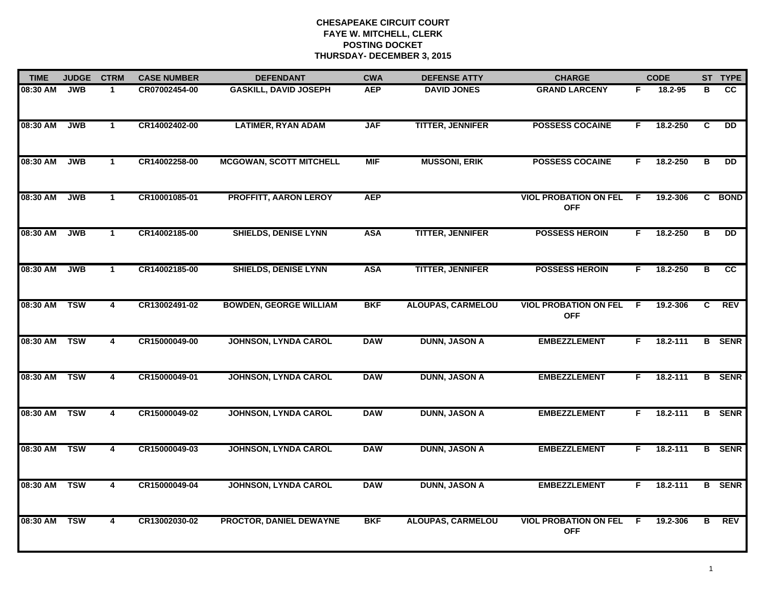# CHESAPEAKE CIRCUIT COURT
## FAYE W. MITCHELL, CLERK
## POSTING DOCKET
## THURSDAY- DECEMBER 3, 2015

| TIME | JUDGE | CTRM | CASE NUMBER | DEFENDANT | CWA | DEFENSE ATTY | CHARGE | | CODE | ST | TYPE |
|---|---|---|---|---|---|---|---|---|---|---|---|
| 08:30 AM | JWB | 1 | CR07002454-00 | GASKILL, DAVID JOSEPH | AEP | DAVID JONES | GRAND LARCENY | F | 18.2-95 | B | CC |
| 08:30 AM | JWB | 1 | CR14002402-00 | LATIMER, RYAN ADAM | JAF | TITTER, JENNIFER | POSSESS COCAINE | F | 18.2-250 | C | DD |
| 08:30 AM | JWB | 1 | CR14002258-00 | MCGOWAN, SCOTT MITCHELL | MIF | MUSSONI, ERIK | POSSESS COCAINE | F | 18.2-250 | B | DD |
| 08:30 AM | JWB | 1 | CR10001085-01 | PROFFITT, AARON LEROY | AEP | | VIOL PROBATION ON FEL OFF | F | 19.2-306 | C | BOND |
| 08:30 AM | JWB | 1 | CR14002185-00 | SHIELDS, DENISE LYNN | ASA | TITTER, JENNIFER | POSSESS HEROIN | F | 18.2-250 | B | DD |
| 08:30 AM | JWB | 1 | CR14002185-00 | SHIELDS, DENISE LYNN | ASA | TITTER, JENNIFER | POSSESS HEROIN | F | 18.2-250 | B | CC |
| 08:30 AM | TSW | 4 | CR13002491-02 | BOWDEN, GEORGE WILLIAM | BKF | ALOUPAS, CARMELOU | VIOL PROBATION ON FEL OFF | F | 19.2-306 | C | REV |
| 08:30 AM | TSW | 4 | CR15000049-00 | JOHNSON, LYNDA CAROL | DAW | DUNN, JASON A | EMBEZZLEMENT | F | 18.2-111 | B | SENR |
| 08:30 AM | TSW | 4 | CR15000049-01 | JOHNSON, LYNDA CAROL | DAW | DUNN, JASON A | EMBEZZLEMENT | F | 18.2-111 | B | SENR |
| 08:30 AM | TSW | 4 | CR15000049-02 | JOHNSON, LYNDA CAROL | DAW | DUNN, JASON A | EMBEZZLEMENT | F | 18.2-111 | B | SENR |
| 08:30 AM | TSW | 4 | CR15000049-03 | JOHNSON, LYNDA CAROL | DAW | DUNN, JASON A | EMBEZZLEMENT | F | 18.2-111 | B | SENR |
| 08:30 AM | TSW | 4 | CR15000049-04 | JOHNSON, LYNDA CAROL | DAW | DUNN, JASON A | EMBEZZLEMENT | F | 18.2-111 | B | SENR |
| 08:30 AM | TSW | 4 | CR13002030-02 | PROCTOR, DANIEL DEWAYNE | BKF | ALOUPAS, CARMELOU | VIOL PROBATION ON FEL OFF | F | 19.2-306 | B | REV |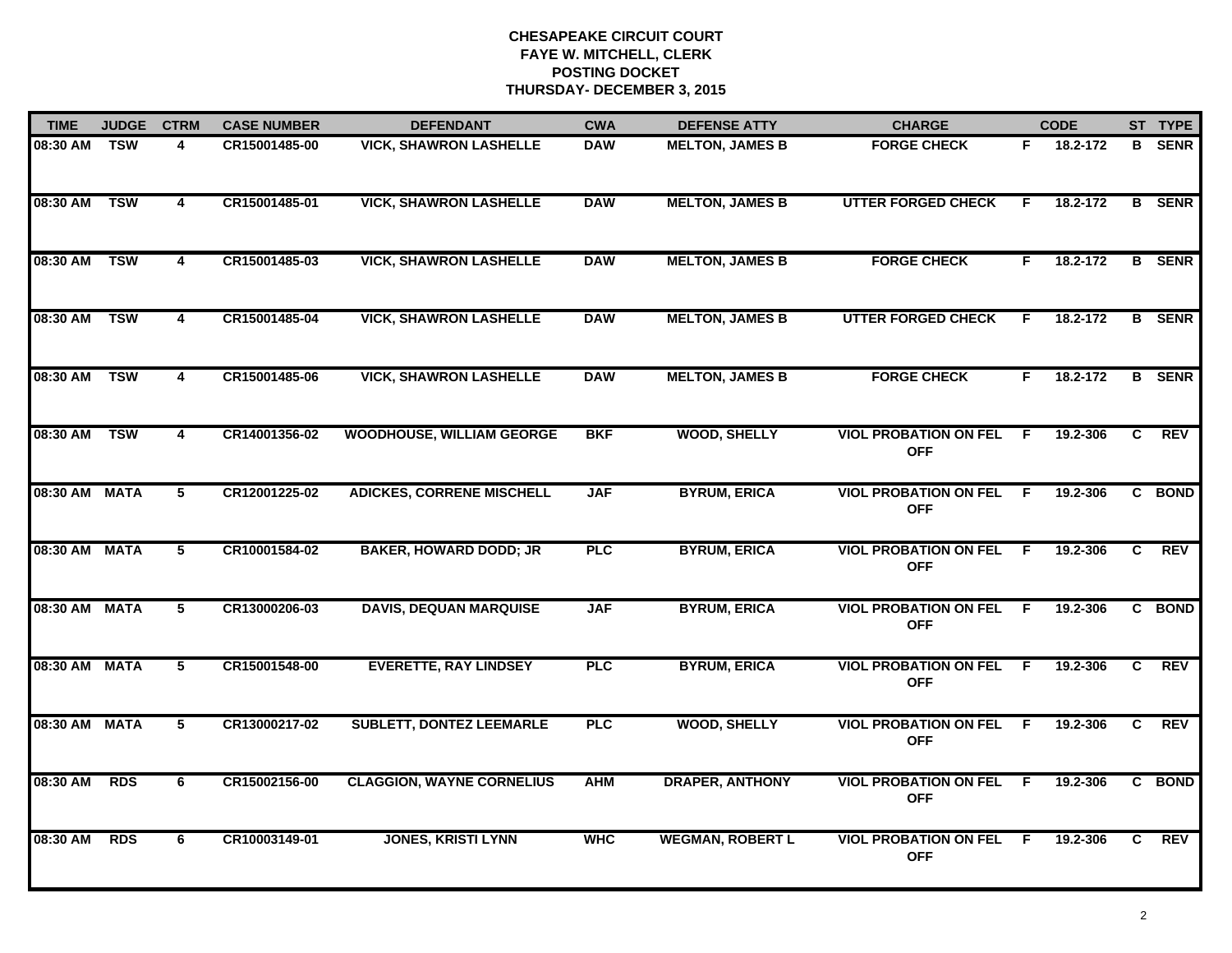**CHESAPEAKE CIRCUIT COURT**
**FAYE W. MITCHELL, CLERK**
**POSTING DOCKET**
**THURSDAY- DECEMBER 3, 2015**

| TIME | JUDGE | CTRM | CASE NUMBER | DEFENDANT | CWA | DEFENSE ATTY | CHARGE | | CODE | ST | TYPE |
|---|---|---|---|---|---|---|---|---|---|---|---|
| 08:30 AM | TSW | 4 | CR15001485-00 | VICK, SHAWRON LASHELLE | DAW | MELTON, JAMES B | FORGE CHECK | F | 18.2-172 | B | SENR |
| 08:30 AM | TSW | 4 | CR15001485-01 | VICK, SHAWRON LASHELLE | DAW | MELTON, JAMES B | UTTER FORGED CHECK | F | 18.2-172 | B | SENR |
| 08:30 AM | TSW | 4 | CR15001485-03 | VICK, SHAWRON LASHELLE | DAW | MELTON, JAMES B | FORGE CHECK | F | 18.2-172 | B | SENR |
| 08:30 AM | TSW | 4 | CR15001485-04 | VICK, SHAWRON LASHELLE | DAW | MELTON, JAMES B | UTTER FORGED CHECK | F | 18.2-172 | B | SENR |
| 08:30 AM | TSW | 4 | CR15001485-06 | VICK, SHAWRON LASHELLE | DAW | MELTON, JAMES B | FORGE CHECK | F | 18.2-172 | B | SENR |
| 08:30 AM | TSW | 4 | CR14001356-02 | WOODHOUSE, WILLIAM GEORGE | BKF | WOOD, SHELLY | VIOL PROBATION ON FEL OFF | F | 19.2-306 | C | REV |
| 08:30 AM | MATA | 5 | CR12001225-02 | ADICKES, CORRENE MISCHELL | JAF | BYRUM, ERICA | VIOL PROBATION ON FEL OFF | F | 19.2-306 | C | BOND |
| 08:30 AM | MATA | 5 | CR10001584-02 | BAKER, HOWARD DODD; JR | PLC | BYRUM, ERICA | VIOL PROBATION ON FEL OFF | F | 19.2-306 | C | REV |
| 08:30 AM | MATA | 5 | CR13000206-03 | DAVIS, DEQUAN MARQUISE | JAF | BYRUM, ERICA | VIOL PROBATION ON FEL OFF | F | 19.2-306 | C | BOND |
| 08:30 AM | MATA | 5 | CR15001548-00 | EVERETTE, RAY LINDSEY | PLC | BYRUM, ERICA | VIOL PROBATION ON FEL OFF | F | 19.2-306 | C | REV |
| 08:30 AM | MATA | 5 | CR13000217-02 | SUBLETT, DONTEZ LEEMARLE | PLC | WOOD, SHELLY | VIOL PROBATION ON FEL OFF | F | 19.2-306 | C | REV |
| 08:30 AM | RDS | 6 | CR15002156-00 | CLAGGION, WAYNE CORNELIUS | AHM | DRAPER, ANTHONY | VIOL PROBATION ON FEL OFF | F | 19.2-306 | C | BOND |
| 08:30 AM | RDS | 6 | CR10003149-01 | JONES, KRISTI LYNN | WHC | WEGMAN, ROBERT L | VIOL PROBATION ON FEL OFF | F | 19.2-306 | C | REV |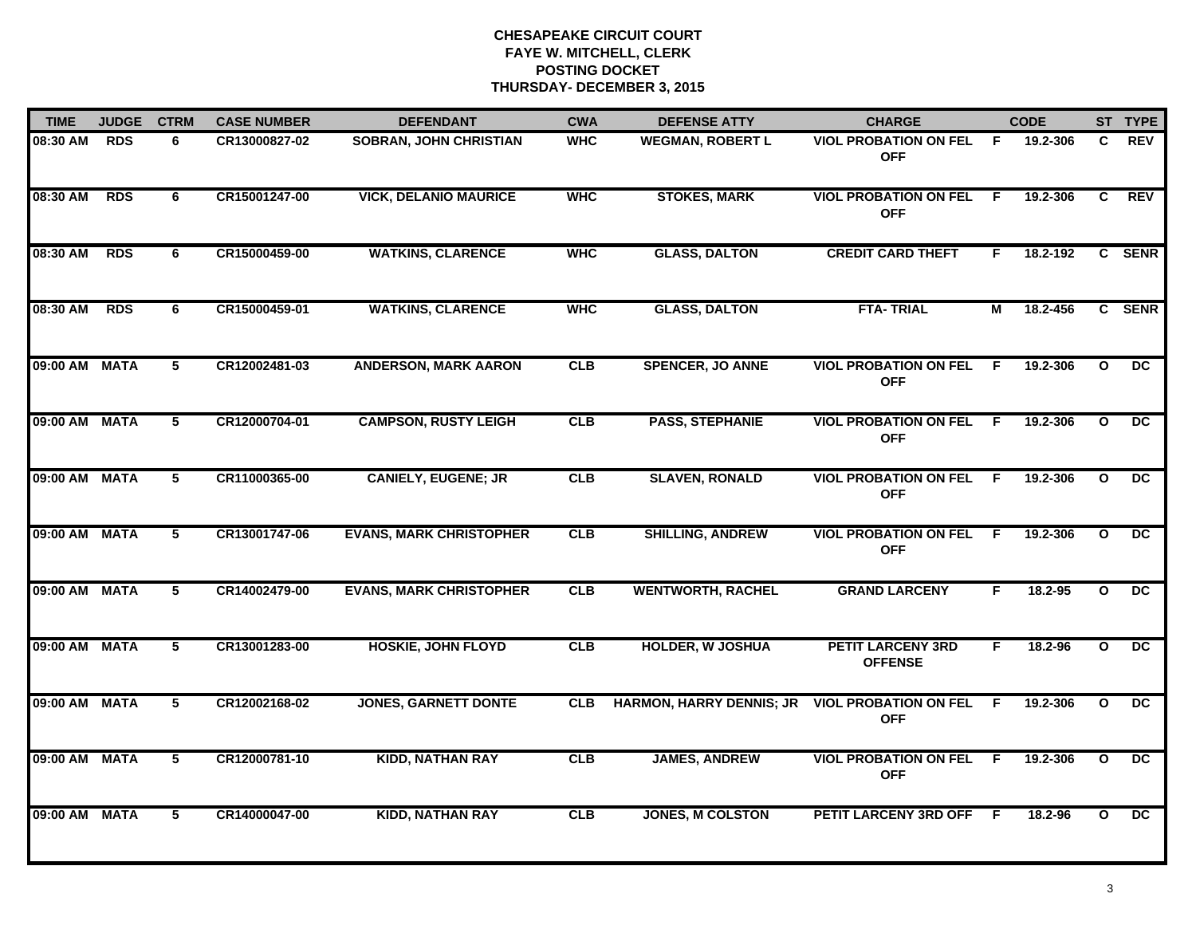# CHESAPEAKE CIRCUIT COURT
## FAYE W. MITCHELL, CLERK
## POSTING DOCKET
## THURSDAY- DECEMBER 3, 2015

| TIME | JUDGE | CTRM | CASE NUMBER | DEFENDANT | CWA | DEFENSE ATTY | CHARGE | | CODE | ST | TYPE |
|---|---|---|---|---|---|---|---|---|---|---|---|
| 08:30 AM | RDS | 6 | CR13000827-02 | SOBRAN, JOHN CHRISTIAN | WHC | WEGMAN, ROBERT L | VIOL PROBATION ON FEL OFF | F | 19.2-306 | C | REV |
| 08:30 AM | RDS | 6 | CR15001247-00 | VICK, DELANIO MAURICE | WHC | STOKES, MARK | VIOL PROBATION ON FEL OFF | F | 19.2-306 | C | REV |
| 08:30 AM | RDS | 6 | CR15000459-00 | WATKINS, CLARENCE | WHC | GLASS, DALTON | CREDIT CARD THEFT | F | 18.2-192 | C | SENR |
| 08:30 AM | RDS | 6 | CR15000459-01 | WATKINS, CLARENCE | WHC | GLASS, DALTON | FTA- TRIAL | M | 18.2-456 | C | SENR |
| 09:00 AM | MATA | 5 | CR12002481-03 | ANDERSON, MARK AARON | CLB | SPENCER, JO ANNE | VIOL PROBATION ON FEL OFF | F | 19.2-306 | O | DC |
| 09:00 AM | MATA | 5 | CR12000704-01 | CAMPSON, RUSTY LEIGH | CLB | PASS, STEPHANIE | VIOL PROBATION ON FEL OFF | F | 19.2-306 | O | DC |
| 09:00 AM | MATA | 5 | CR11000365-00 | CANIELY, EUGENE; JR | CLB | SLAVEN, RONALD | VIOL PROBATION ON FEL OFF | F | 19.2-306 | O | DC |
| 09:00 AM | MATA | 5 | CR13001747-06 | EVANS, MARK CHRISTOPHER | CLB | SHILLING, ANDREW | VIOL PROBATION ON FEL OFF | F | 19.2-306 | O | DC |
| 09:00 AM | MATA | 5 | CR14002479-00 | EVANS, MARK CHRISTOPHER | CLB | WENTWORTH, RACHEL | GRAND LARCENY | F | 18.2-95 | O | DC |
| 09:00 AM | MATA | 5 | CR13001283-00 | HOSKIE, JOHN FLOYD | CLB | HOLDER, W JOSHUA | PETIT LARCENY 3RD OFFENSE | F | 18.2-96 | O | DC |
| 09:00 AM | MATA | 5 | CR12002168-02 | JONES, GARNETT DONTE | CLB | HARMON, HARRY DENNIS; JR | VIOL PROBATION ON FEL OFF | F | 19.2-306 | O | DC |
| 09:00 AM | MATA | 5 | CR12000781-10 | KIDD, NATHAN RAY | CLB | JAMES, ANDREW | VIOL PROBATION ON FEL OFF | F | 19.2-306 | O | DC |
| 09:00 AM | MATA | 5 | CR14000047-00 | KIDD, NATHAN RAY | CLB | JONES, M COLSTON | PETIT LARCENY 3RD OFF | F | 18.2-96 | O | DC |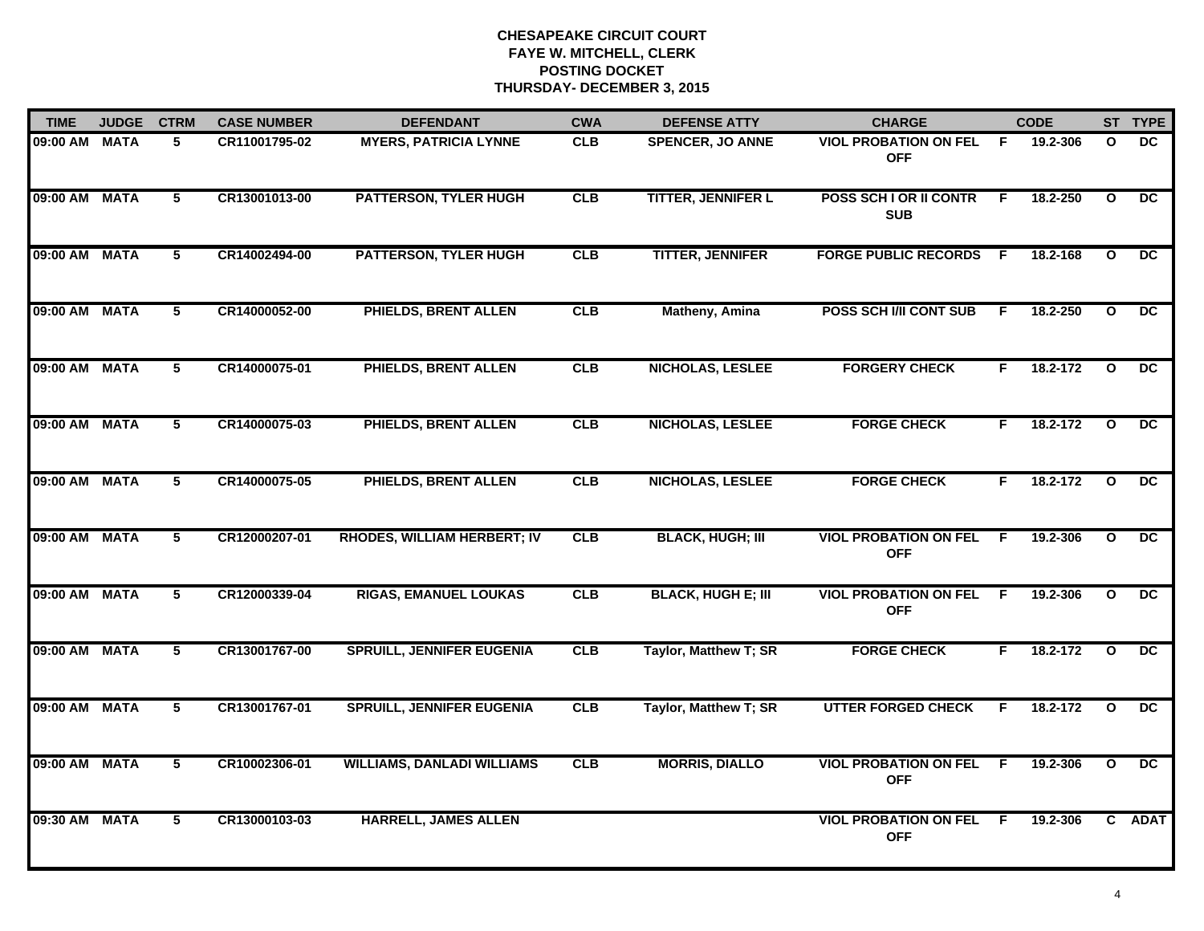# CHESAPEAKE CIRCUIT COURT
## FAYE W. MITCHELL, CLERK
## POSTING DOCKET
## THURSDAY- DECEMBER 3, 2015

| TIME | JUDGE | CTRM | CASE NUMBER | DEFENDANT | CWA | DEFENSE ATTY | CHARGE | | CODE | ST | TYPE |
|---|---|---|---|---|---|---|---|---|---|---|---|
| 09:00 AM | MATA | 5 | CR11001795-02 | MYERS, PATRICIA LYNNE | CLB | SPENCER, JO ANNE | VIOL PROBATION ON FEL OFF | F | 19.2-306 | O | DC |
| 09:00 AM | MATA | 5 | CR13001013-00 | PATTERSON, TYLER HUGH | CLB | TITTER, JENNIFER L | POSS SCH I OR II CONTR SUB | F | 18.2-250 | O | DC |
| 09:00 AM | MATA | 5 | CR14002494-00 | PATTERSON, TYLER HUGH | CLB | TITTER, JENNIFER | FORGE PUBLIC RECORDS | F | 18.2-168 | O | DC |
| 09:00 AM | MATA | 5 | CR14000052-00 | PHIELDS, BRENT ALLEN | CLB | Matheny, Amina | POSS SCH I/II CONT SUB | F | 18.2-250 | O | DC |
| 09:00 AM | MATA | 5 | CR14000075-01 | PHIELDS, BRENT ALLEN | CLB | NICHOLAS, LESLEE | FORGERY CHECK | F | 18.2-172 | O | DC |
| 09:00 AM | MATA | 5 | CR14000075-03 | PHIELDS, BRENT ALLEN | CLB | NICHOLAS, LESLEE | FORGE CHECK | F | 18.2-172 | O | DC |
| 09:00 AM | MATA | 5 | CR14000075-05 | PHIELDS, BRENT ALLEN | CLB | NICHOLAS, LESLEE | FORGE CHECK | F | 18.2-172 | O | DC |
| 09:00 AM | MATA | 5 | CR12000207-01 | RHODES, WILLIAM HERBERT; IV | CLB | BLACK, HUGH; III | VIOL PROBATION ON FEL OFF | F | 19.2-306 | O | DC |
| 09:00 AM | MATA | 5 | CR12000339-04 | RIGAS, EMANUEL LOUKAS | CLB | BLACK, HUGH E; III | VIOL PROBATION ON FEL OFF | F | 19.2-306 | O | DC |
| 09:00 AM | MATA | 5 | CR13001767-00 | SPRUILL, JENNIFER EUGENIA | CLB | Taylor, Matthew T; SR | FORGE CHECK | F | 18.2-172 | O | DC |
| 09:00 AM | MATA | 5 | CR13001767-01 | SPRUILL, JENNIFER EUGENIA | CLB | Taylor, Matthew T; SR | UTTER FORGED CHECK | F | 18.2-172 | O | DC |
| 09:00 AM | MATA | 5 | CR10002306-01 | WILLIAMS, DANLADI WILLIAMS | CLB | MORRIS, DIALLO | VIOL PROBATION ON FEL OFF | F | 19.2-306 | O | DC |
| 09:30 AM | MATA | 5 | CR13000103-03 | HARRELL, JAMES ALLEN | | | VIOL PROBATION ON FEL OFF | F | 19.2-306 | C | ADAT |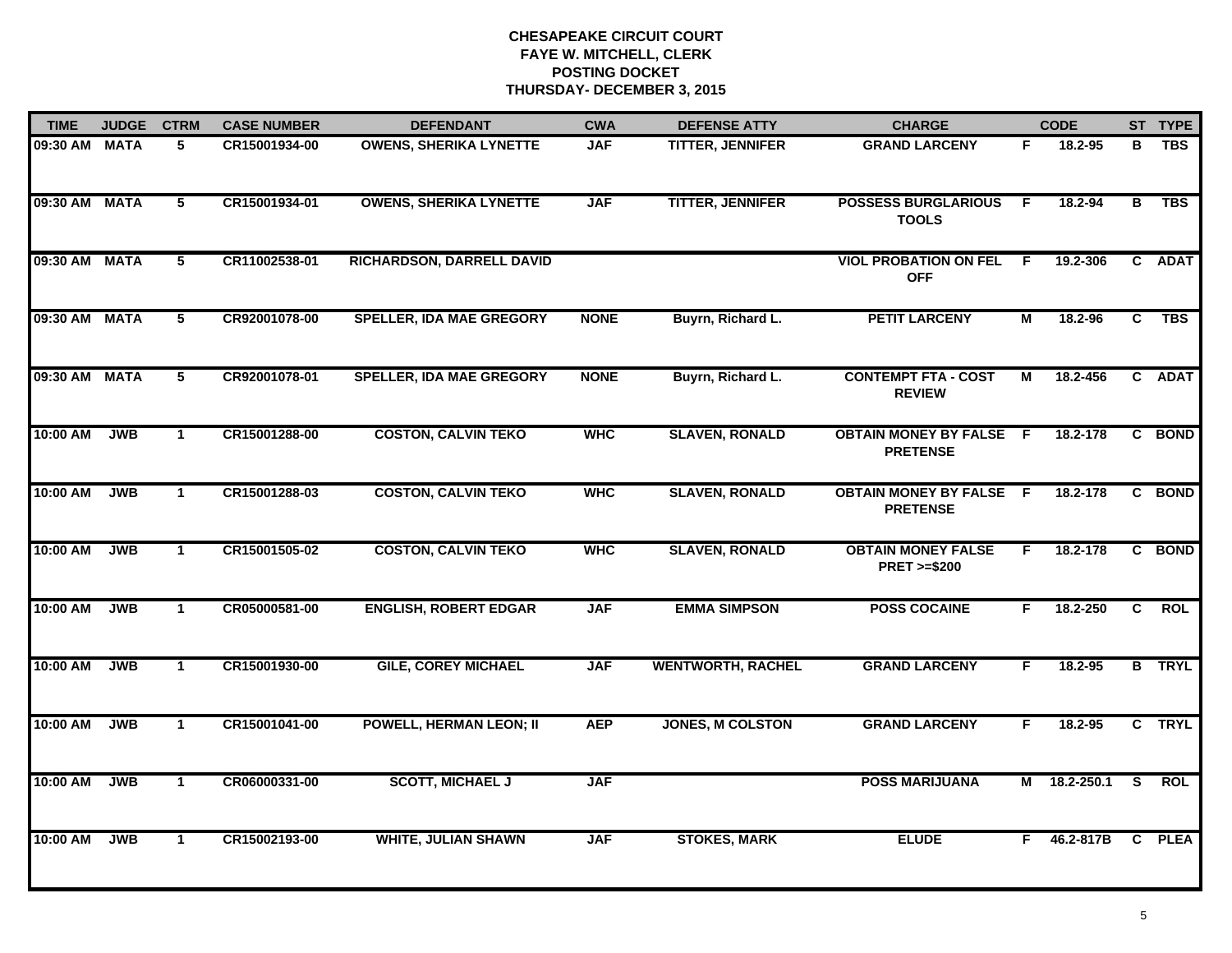# CHESAPEAKE CIRCUIT COURT
## FAYE W. MITCHELL, CLERK
## POSTING DOCKET
## THURSDAY- DECEMBER 3, 2015

| TIME | JUDGE | CTRM | CASE NUMBER | DEFENDANT | CWA | DEFENSE ATTY | CHARGE | | CODE | ST | TYPE |
|---|---|---|---|---|---|---|---|---|---|---|---|
| 09:30 AM | MATA | 5 | CR15001934-00 | OWENS, SHERIKA LYNETTE | JAF | TITTER, JENNIFER | GRAND LARCENY | F | 18.2-95 | B | TBS |
| 09:30 AM | MATA | 5 | CR15001934-01 | OWENS, SHERIKA LYNETTE | JAF | TITTER, JENNIFER | POSSESS BURGLARIOUS TOOLS | F | 18.2-94 | B | TBS |
| 09:30 AM | MATA | 5 | CR11002538-01 | RICHARDSON, DARRELL DAVID | | | VIOL PROBATION ON FEL OFF | F | 19.2-306 | C | ADAT |
| 09:30 AM | MATA | 5 | CR92001078-00 | SPELLER, IDA MAE GREGORY | NONE | Buyrn, Richard L. | PETIT LARCENY | M | 18.2-96 | C | TBS |
| 09:30 AM | MATA | 5 | CR92001078-01 | SPELLER, IDA MAE GREGORY | NONE | Buyrn, Richard L. | CONTEMPT FTA - COST REVIEW | M | 18.2-456 | C | ADAT |
| 10:00 AM | JWB | 1 | CR15001288-00 | COSTON, CALVIN TEKO | WHC | SLAVEN, RONALD | OBTAIN MONEY BY FALSE PRETENSE | F | 18.2-178 | C | BOND |
| 10:00 AM | JWB | 1 | CR15001288-03 | COSTON, CALVIN TEKO | WHC | SLAVEN, RONALD | OBTAIN MONEY BY FALSE PRETENSE | F | 18.2-178 | C | BOND |
| 10:00 AM | JWB | 1 | CR15001505-02 | COSTON, CALVIN TEKO | WHC | SLAVEN, RONALD | OBTAIN MONEY FALSE PRET >=$200 | F | 18.2-178 | C | BOND |
| 10:00 AM | JWB | 1 | CR05000581-00 | ENGLISH, ROBERT EDGAR | JAF | EMMA SIMPSON | POSS COCAINE | F | 18.2-250 | C | ROL |
| 10:00 AM | JWB | 1 | CR15001930-00 | GILE, COREY MICHAEL | JAF | WENTWORTH, RACHEL | GRAND LARCENY | F | 18.2-95 | B | TRYL |
| 10:00 AM | JWB | 1 | CR15001041-00 | POWELL, HERMAN LEON; II | AEP | JONES, M COLSTON | GRAND LARCENY | F | 18.2-95 | C | TRYL |
| 10:00 AM | JWB | 1 | CR06000331-00 | SCOTT, MICHAEL J | JAF | | POSS MARIJUANA | M | 18.2-250.1 | S | ROL |
| 10:00 AM | JWB | 1 | CR15002193-00 | WHITE, JULIAN SHAWN | JAF | STOKES, MARK | ELUDE | F | 46.2-817B | C | PLEA |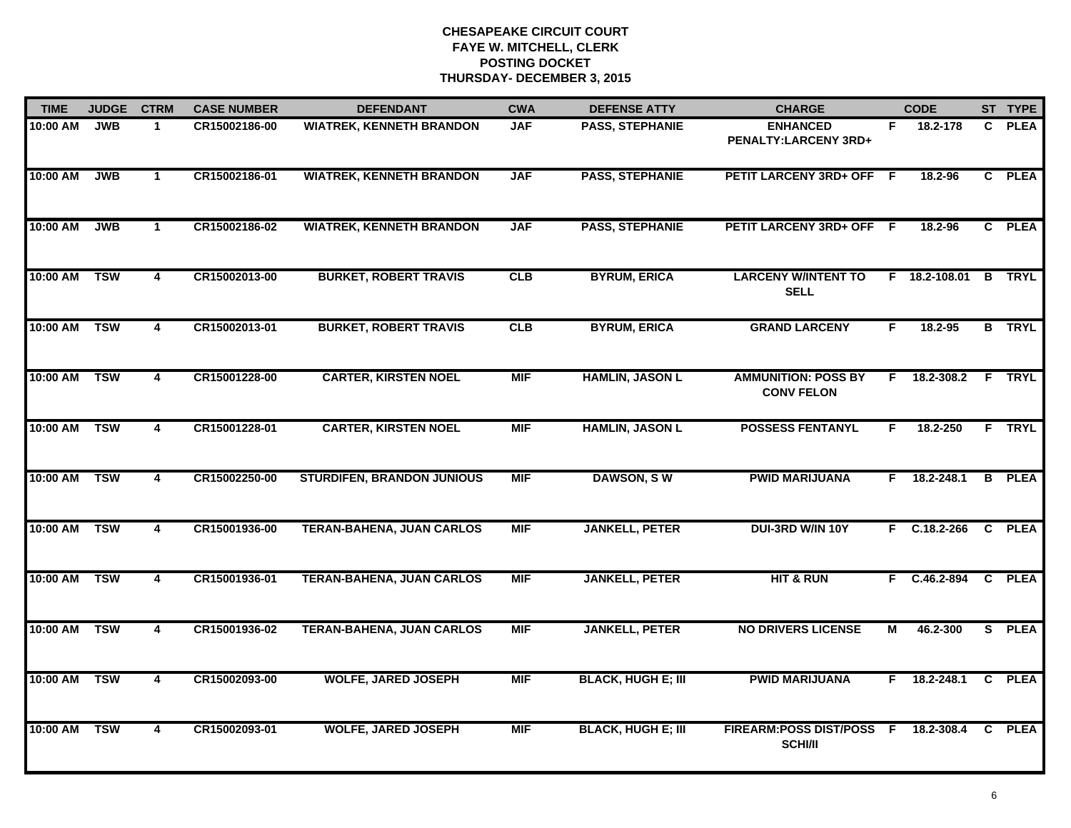**CHESAPEAKE CIRCUIT COURT**
**FAYE W. MITCHELL, CLERK**
**POSTING DOCKET**
**THURSDAY- DECEMBER 3, 2015**

| TIME | JUDGE | CTRM | CASE NUMBER | DEFENDANT | CWA | DEFENSE ATTY | CHARGE | | CODE | ST | TYPE |
|---|---|---|---|---|---|---|---|---|---|---|---|
| 10:00 AM | JWB | 1 | CR15002186-00 | WIATREK, KENNETH BRANDON | JAF | PASS, STEPHANIE | ENHANCED PENALTY:LARCENY 3RD+ | F | 18.2-178 | C | PLEA |
| 10:00 AM | JWB | 1 | CR15002186-01 | WIATREK, KENNETH BRANDON | JAF | PASS, STEPHANIE | PETIT LARCENY 3RD+ OFF | F | 18.2-96 | C | PLEA |
| 10:00 AM | JWB | 1 | CR15002186-02 | WIATREK, KENNETH BRANDON | JAF | PASS, STEPHANIE | PETIT LARCENY 3RD+ OFF | F | 18.2-96 | C | PLEA |
| 10:00 AM | TSW | 4 | CR15002013-00 | BURKET, ROBERT TRAVIS | CLB | BYRUM, ERICA | LARCENY W/INTENT TO SELL | F | 18.2-108.01 | B | TRYL |
| 10:00 AM | TSW | 4 | CR15002013-01 | BURKET, ROBERT TRAVIS | CLB | BYRUM, ERICA | GRAND LARCENY | F | 18.2-95 | B | TRYL |
| 10:00 AM | TSW | 4 | CR15001228-00 | CARTER, KIRSTEN NOEL | MIF | HAMLIN, JASON L | AMMUNITION: POSS BY CONV FELON | F | 18.2-308.2 | F | TRYL |
| 10:00 AM | TSW | 4 | CR15001228-01 | CARTER, KIRSTEN NOEL | MIF | HAMLIN, JASON L | POSSESS FENTANYL | F | 18.2-250 | F | TRYL |
| 10:00 AM | TSW | 4 | CR15002250-00 | STURDIFEN, BRANDON JUNIOUS | MIF | DAWSON, S W | PWID MARIJUANA | F | 18.2-248.1 | B | PLEA |
| 10:00 AM | TSW | 4 | CR15001936-00 | TERAN-BAHENA, JUAN CARLOS | MIF | JANKELL, PETER | DUI-3RD W/IN 10Y | F | C.18.2-266 | C | PLEA |
| 10:00 AM | TSW | 4 | CR15001936-01 | TERAN-BAHENA, JUAN CARLOS | MIF | JANKELL, PETER | HIT & RUN | F | C.46.2-894 | C | PLEA |
| 10:00 AM | TSW | 4 | CR15001936-02 | TERAN-BAHENA, JUAN CARLOS | MIF | JANKELL, PETER | NO DRIVERS LICENSE | M | 46.2-300 | S | PLEA |
| 10:00 AM | TSW | 4 | CR15002093-00 | WOLFE, JARED JOSEPH | MIF | BLACK, HUGH E; III | PWID MARIJUANA | F | 18.2-248.1 | C | PLEA |
| 10:00 AM | TSW | 4 | CR15002093-01 | WOLFE, JARED JOSEPH | MIF | BLACK, HUGH E; III | FIREARM:POSS DIST/POSS SCHI/II | F | 18.2-308.4 | C | PLEA |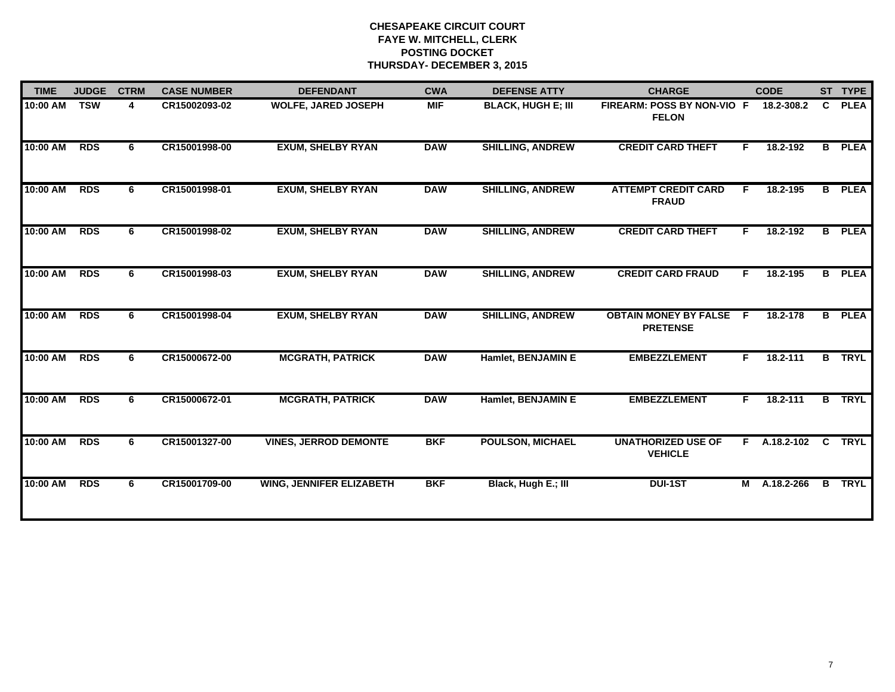# CHESAPEAKE CIRCUIT COURT
## FAYE W. MITCHELL, CLERK
## POSTING DOCKET
## THURSDAY- DECEMBER 3, 2015

| TIME | JUDGE | CTRM | CASE NUMBER | DEFENDANT | CWA | DEFENSE ATTY | CHARGE | | CODE | ST | TYPE |
|---|---|---|---|---|---|---|---|---|---|---|---|
| 10:00 AM | TSW | 4 | CR15002093-02 | WOLFE, JARED JOSEPH | MIF | BLACK, HUGH E; III | FIREARM: POSS BY NON-VIO FELON | F | 18.2-308.2 | C | PLEA |
| 10:00 AM | RDS | 6 | CR15001998-00 | EXUM, SHELBY RYAN | DAW | SHILLING, ANDREW | CREDIT CARD THEFT | F | 18.2-192 | B | PLEA |
| 10:00 AM | RDS | 6 | CR15001998-01 | EXUM, SHELBY RYAN | DAW | SHILLING, ANDREW | ATTEMPT CREDIT CARD FRAUD | F | 18.2-195 | B | PLEA |
| 10:00 AM | RDS | 6 | CR15001998-02 | EXUM, SHELBY RYAN | DAW | SHILLING, ANDREW | CREDIT CARD THEFT | F | 18.2-192 | B | PLEA |
| 10:00 AM | RDS | 6 | CR15001998-03 | EXUM, SHELBY RYAN | DAW | SHILLING, ANDREW | CREDIT CARD FRAUD | F | 18.2-195 | B | PLEA |
| 10:00 AM | RDS | 6 | CR15001998-04 | EXUM, SHELBY RYAN | DAW | SHILLING, ANDREW | OBTAIN MONEY BY FALSE PRETENSE | F | 18.2-178 | B | PLEA |
| 10:00 AM | RDS | 6 | CR15000672-00 | MCGRATH, PATRICK | DAW | Hamlet, BENJAMIN E | EMBEZZLEMENT | F | 18.2-111 | B | TRYL |
| 10:00 AM | RDS | 6 | CR15000672-01 | MCGRATH, PATRICK | DAW | Hamlet, BENJAMIN E | EMBEZZLEMENT | F | 18.2-111 | B | TRYL |
| 10:00 AM | RDS | 6 | CR15001327-00 | VINES, JERROD DEMONTE | BKF | POULSON, MICHAEL | UNATHORIZED USE OF VEHICLE | F | A.18.2-102 | C | TRYL |
| 10:00 AM | RDS | 6 | CR15001709-00 | WING, JENNIFER ELIZABETH | BKF | Black, Hugh E.; III | DUI-1ST | M | A.18.2-266 | B | TRYL |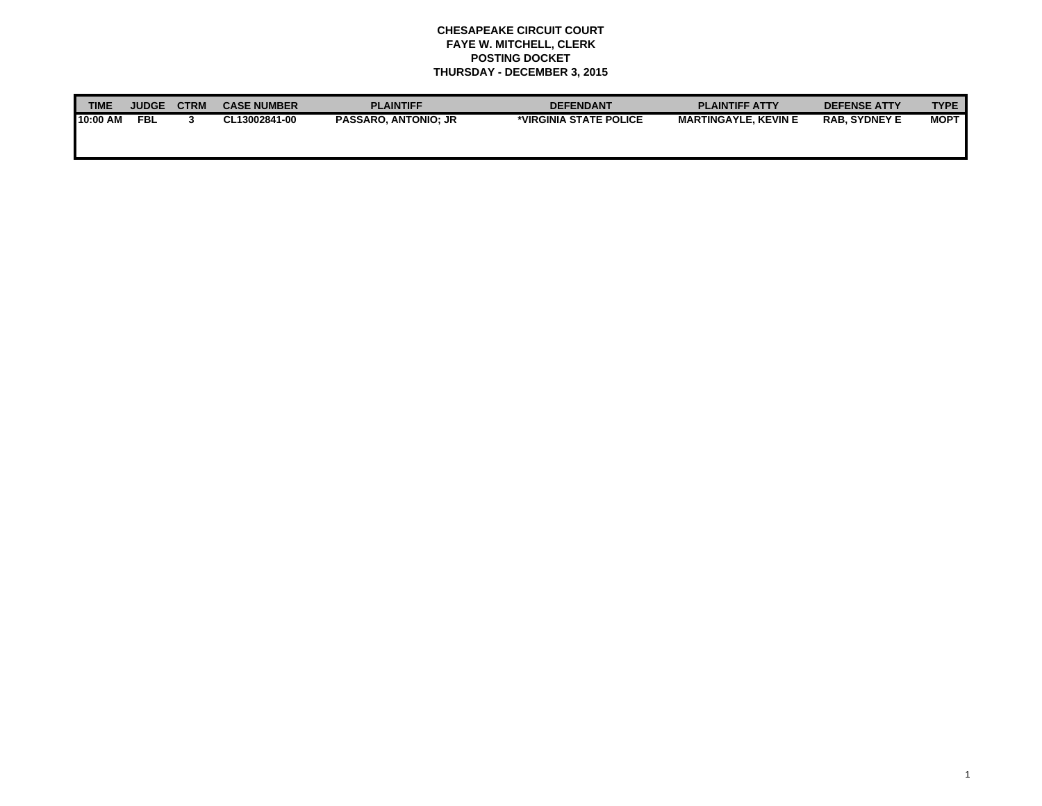**CHESAPEAKE CIRCUIT COURT**
**FAYE W. MITCHELL, CLERK**
**POSTING DOCKET**
**THURSDAY - DECEMBER 3, 2015**

| TIME | JUDGE | CTRM | CASE NUMBER | PLAINTIFF | DEFENDANT | PLAINTIFF ATTY | DEFENSE ATTY | TYPE |
|---|---|---|---|---|---|---|---|---|
| 10:00 AM | FBL | 3 | CL13002841-00 | PASSARO, ANTONIO; JR | *VIRGINIA STATE POLICE | MARTINGAYLE, KEVIN E | RAB, SYDNEY E | MOPT |